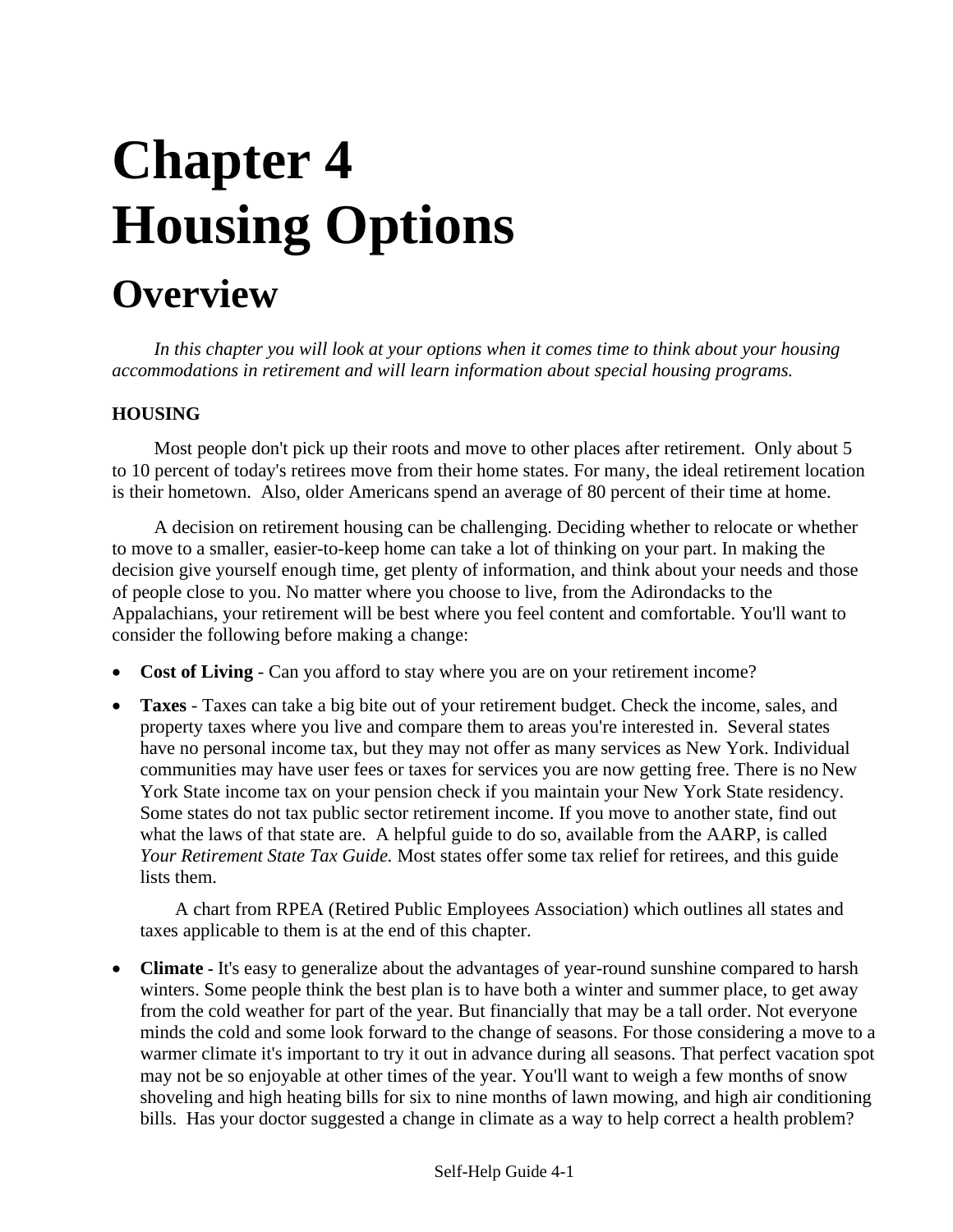# Chapter 4
# Housing Options

## Overview

*In this chapter you will look at your options when it comes time to think about your housing accommodations in retirement and will learn information about special housing programs.*

**HOUSING**

Most people don't pick up their roots and move to other places after retirement. Only about 5 to 10 percent of today's retirees move from their home states. For many, the ideal retirement location is their hometown. Also, older Americans spend an average of 80 percent of their time at home.

A decision on retirement housing can be challenging. Deciding whether to relocate or whether to move to a smaller, easier-to-keep home can take a lot of thinking on your part. In making the decision give yourself enough time, get plenty of information, and think about your needs and those of people close to you. No matter where you choose to live, from the Adirondacks to the Appalachians, your retirement will be best where you feel content and comfortable. You'll want to consider the following before making a change:

- **Cost of Living** - Can you afford to stay where you are on your retirement income?
- **Taxes** - Taxes can take a big bite out of your retirement budget. Check the income, sales, and property taxes where you live and compare them to areas you're interested in. Several states have no personal income tax, but they may not offer as many services as New York. Individual communities may have user fees or taxes for services you are now getting free. There is no New York State income tax on your pension check if you maintain your New York State residency. Some states do not tax public sector retirement income. If you move to another state, find out what the laws of that state are. A helpful guide to do so, available from the AARP, is called *Your Retirement State Tax Guide.* Most states offer some tax relief for retirees, and this guide lists them.

  A chart from RPEA (Retired Public Employees Association) which outlines all states and taxes applicable to them is at the end of this chapter.

- **Climate** - It's easy to generalize about the advantages of year-round sunshine compared to harsh winters. Some people think the best plan is to have both a winter and summer place, to get away from the cold weather for part of the year. But financially that may be a tall order. Not everyone minds the cold and some look forward to the change of seasons. For those considering a move to a warmer climate it's important to try it out in advance during all seasons. That perfect vacation spot may not be so enjoyable at other times of the year. You'll want to weigh a few months of snow shoveling and high heating bills for six to nine months of lawn mowing, and high air conditioning bills. Has your doctor suggested a change in climate as a way to help correct a health problem?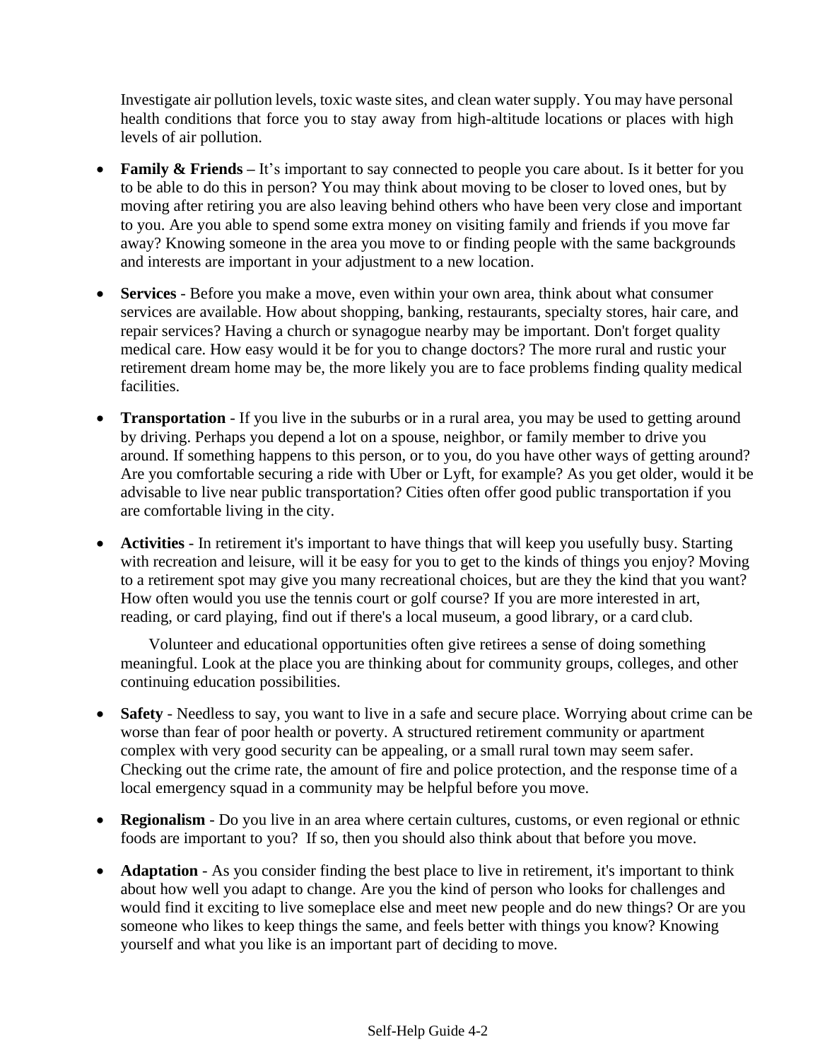Investigate air pollution levels, toxic waste sites, and clean water supply. You may have personal health conditions that force you to stay away from high-altitude locations or places with high levels of air pollution.

- **Family & Friends –** It's important to say connected to people you care about. Is it better for you to be able to do this in person? You may think about moving to be closer to loved ones, but by moving after retiring you are also leaving behind others who have been very close and important to you. Are you able to spend some extra money on visiting family and friends if you move far away? Knowing someone in the area you move to or finding people with the same backgrounds and interests are important in your adjustment to a new location.

- **Services** - Before you make a move, even within your own area, think about what consumer services are available. How about shopping, banking, restaurants, specialty stores, hair care, and repair services? Having a church or synagogue nearby may be important. Don't forget quality medical care. How easy would it be for you to change doctors? The more rural and rustic your retirement dream home may be, the more likely you are to face problems finding quality medical facilities.

- **Transportation** - If you live in the suburbs or in a rural area, you may be used to getting around by driving. Perhaps you depend a lot on a spouse, neighbor, or family member to drive you around. If something happens to this person, or to you, do you have other ways of getting around? Are you comfortable securing a ride with Uber or Lyft, for example? As you get older, would it be advisable to live near public transportation? Cities often offer good public transportation if you are comfortable living in the city.

- **Activities** - In retirement it's important to have things that will keep you usefully busy. Starting with recreation and leisure, will it be easy for you to get to the kinds of things you enjoy? Moving to a retirement spot may give you many recreational choices, but are they the kind that you want? How often would you use the tennis court or golf course? If you are more interested in art, reading, or card playing, find out if there's a local museum, a good library, or a card club.

  Volunteer and educational opportunities often give retirees a sense of doing something meaningful. Look at the place you are thinking about for community groups, colleges, and other continuing education possibilities.

- **Safety** - Needless to say, you want to live in a safe and secure place. Worrying about crime can be worse than fear of poor health or poverty. A structured retirement community or apartment complex with very good security can be appealing, or a small rural town may seem safer. Checking out the crime rate, the amount of fire and police protection, and the response time of a local emergency squad in a community may be helpful before you move.

- **Regionalism** - Do you live in an area where certain cultures, customs, or even regional or ethnic foods are important to you? If so, then you should also think about that before you move.

- **Adaptation** - As you consider finding the best place to live in retirement, it's important to think about how well you adapt to change. Are you the kind of person who looks for challenges and would find it exciting to live someplace else and meet new people and do new things? Or are you someone who likes to keep things the same, and feels better with things you know? Knowing yourself and what you like is an important part of deciding to move.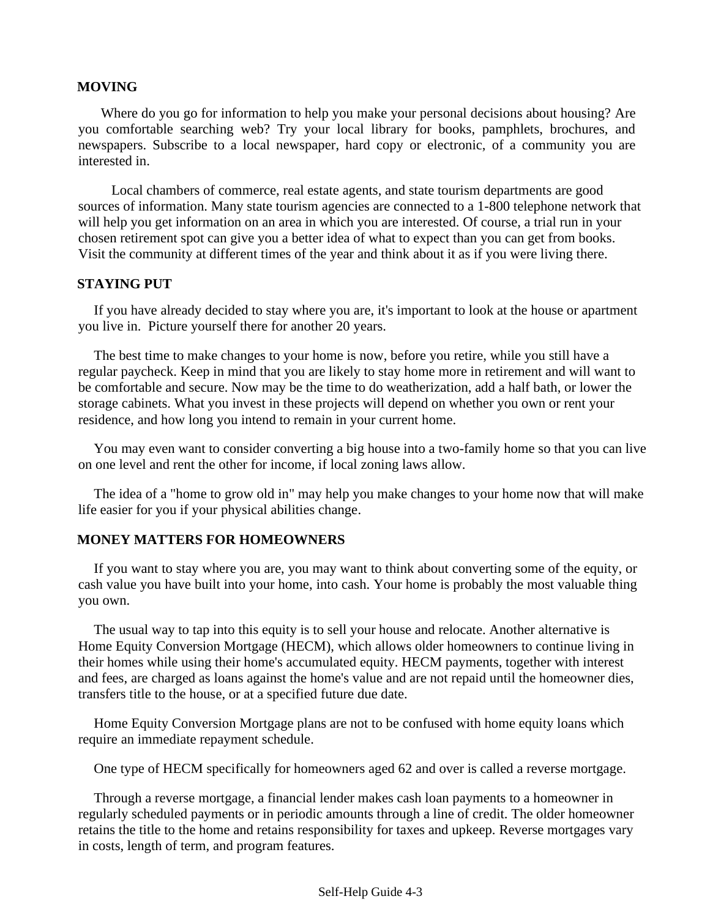## MOVING

Where do you go for information to help you make your personal decisions about housing? Are you comfortable searching web? Try your local library for books, pamphlets, brochures, and newspapers. Subscribe to a local newspaper, hard copy or electronic, of a community you are interested in.

Local chambers of commerce, real estate agents, and state tourism departments are good sources of information. Many state tourism agencies are connected to a 1-800 telephone network that will help you get information on an area in which you are interested. Of course, a trial run in your chosen retirement spot can give you a better idea of what to expect than you can get from books. Visit the community at different times of the year and think about it as if you were living there.

## STAYING PUT

If you have already decided to stay where you are, it's important to look at the house or apartment you live in. Picture yourself there for another 20 years.

The best time to make changes to your home is now, before you retire, while you still have a regular paycheck. Keep in mind that you are likely to stay home more in retirement and will want to be comfortable and secure. Now may be the time to do weatherization, add a half bath, or lower the storage cabinets. What you invest in these projects will depend on whether you own or rent your residence, and how long you intend to remain in your current home.

You may even want to consider converting a big house into a two-family home so that you can live on one level and rent the other for income, if local zoning laws allow.

The idea of a "home to grow old in" may help you make changes to your home now that will make life easier for you if your physical abilities change.

## MONEY MATTERS FOR HOMEOWNERS

If you want to stay where you are, you may want to think about converting some of the equity, or cash value you have built into your home, into cash. Your home is probably the most valuable thing you own.

The usual way to tap into this equity is to sell your house and relocate. Another alternative is Home Equity Conversion Mortgage (HECM), which allows older homeowners to continue living in their homes while using their home's accumulated equity. HECM payments, together with interest and fees, are charged as loans against the home's value and are not repaid until the homeowner dies, transfers title to the house, or at a specified future due date.

Home Equity Conversion Mortgage plans are not to be confused with home equity loans which require an immediate repayment schedule.

One type of HECM specifically for homeowners aged 62 and over is called a reverse mortgage.

Through a reverse mortgage, a financial lender makes cash loan payments to a homeowner in regularly scheduled payments or in periodic amounts through a line of credit. The older homeowner retains the title to the home and retains responsibility for taxes and upkeep. Reverse mortgages vary in costs, length of term, and program features.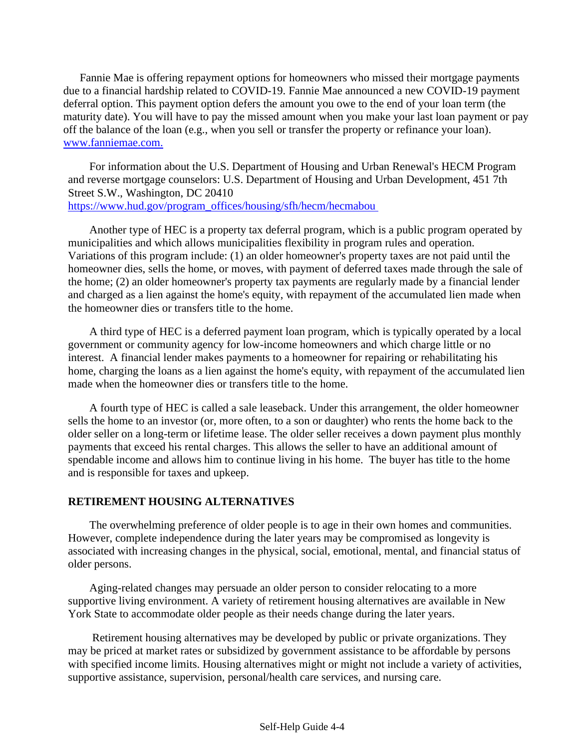Fannie Mae is offering repayment options for homeowners who missed their mortgage payments due to a financial hardship related to COVID-19. Fannie Mae announced a new COVID-19 payment deferral option. This payment option defers the amount you owe to the end of your loan term (the maturity date). You will have to pay the missed amount when you make your last loan payment or pay off the balance of the loan (e.g., when you sell or transfer the property or refinance your loan). [www.fanniemae.com.](www.fanniemae.com)

For information about the U.S. Department of Housing and Urban Renewal's HECM Program and reverse mortgage counselors: U.S. Department of Housing and Urban Development, 451 7th Street S.W., Washington, DC 20410
[https://www.hud.gov/program_offices/housing/sfh/hecm/hecmabou](https://www.hud.gov/program_offices/housing/sfh/hecm/hecmabou)

Another type of HEC is a property tax deferral program, which is a public program operated by municipalities and which allows municipalities flexibility in program rules and operation. Variations of this program include: (1) an older homeowner's property taxes are not paid until the homeowner dies, sells the home, or moves, with payment of deferred taxes made through the sale of the home; (2) an older homeowner's property tax payments are regularly made by a financial lender and charged as a lien against the home's equity, with repayment of the accumulated lien made when the homeowner dies or transfers title to the home.

A third type of HEC is a deferred payment loan program, which is typically operated by a local government or community agency for low-income homeowners and which charge little or no interest. A financial lender makes payments to a homeowner for repairing or rehabilitating his home, charging the loans as a lien against the home's equity, with repayment of the accumulated lien made when the homeowner dies or transfers title to the home.

A fourth type of HEC is called a sale leaseback. Under this arrangement, the older homeowner sells the home to an investor (or, more often, to a son or daughter) who rents the home back to the older seller on a long-term or lifetime lease. The older seller receives a down payment plus monthly payments that exceed his rental charges. This allows the seller to have an additional amount of spendable income and allows him to continue living in his home. The buyer has title to the home and is responsible for taxes and upkeep.

## RETIREMENT HOUSING ALTERNATIVES

The overwhelming preference of older people is to age in their own homes and communities. However, complete independence during the later years may be compromised as longevity is associated with increasing changes in the physical, social, emotional, mental, and financial status of older persons.

Aging-related changes may persuade an older person to consider relocating to a more supportive living environment. A variety of retirement housing alternatives are available in New York State to accommodate older people as their needs change during the later years.

Retirement housing alternatives may be developed by public or private organizations. They may be priced at market rates or subsidized by government assistance to be affordable by persons with specified income limits. Housing alternatives might or might not include a variety of activities, supportive assistance, supervision, personal/health care services, and nursing care.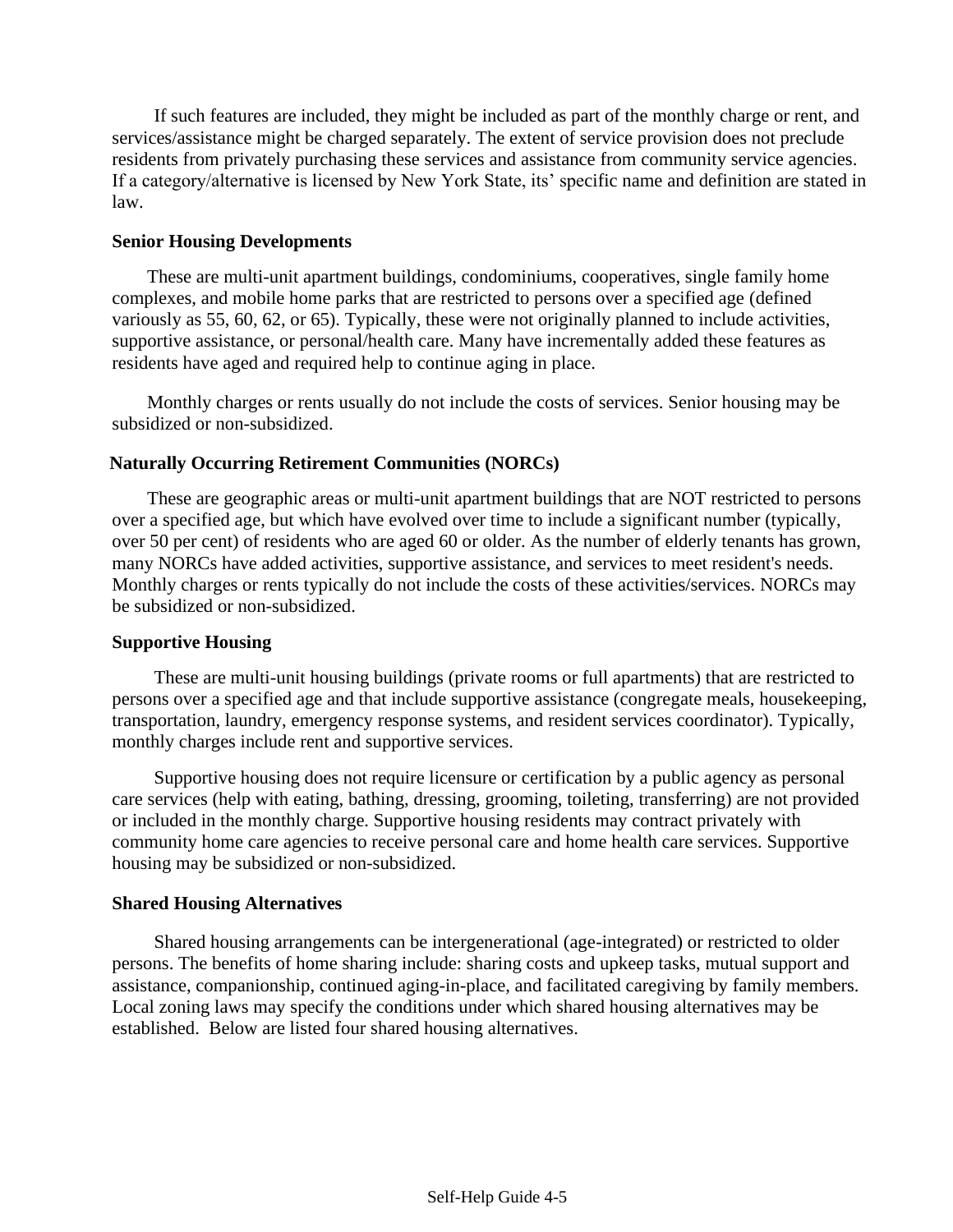If such features are included, they might be included as part of the monthly charge or rent, and services/assistance might be charged separately. The extent of service provision does not preclude residents from privately purchasing these services and assistance from community service agencies. If a category/alternative is licensed by New York State, its' specific name and definition are stated in law.

**Senior Housing Developments**

These are multi-unit apartment buildings, condominiums, cooperatives, single family home complexes, and mobile home parks that are restricted to persons over a specified age (defined variously as 55, 60, 62, or 65). Typically, these were not originally planned to include activities, supportive assistance, or personal/health care. Many have incrementally added these features as residents have aged and required help to continue aging in place.

Monthly charges or rents usually do not include the costs of services. Senior housing may be subsidized or non-subsidized.

**Naturally Occurring Retirement Communities (NORCs)**

These are geographic areas or multi-unit apartment buildings that are NOT restricted to persons over a specified age, but which have evolved over time to include a significant number (typically, over 50 per cent) of residents who are aged 60 or older. As the number of elderly tenants has grown, many NORCs have added activities, supportive assistance, and services to meet resident's needs. Monthly charges or rents typically do not include the costs of these activities/services. NORCs may be subsidized or non-subsidized.

**Supportive Housing**

These are multi-unit housing buildings (private rooms or full apartments) that are restricted to persons over a specified age and that include supportive assistance (congregate meals, housekeeping, transportation, laundry, emergency response systems, and resident services coordinator). Typically, monthly charges include rent and supportive services.

Supportive housing does not require licensure or certification by a public agency as personal care services (help with eating, bathing, dressing, grooming, toileting, transferring) are not provided or included in the monthly charge. Supportive housing residents may contract privately with community home care agencies to receive personal care and home health care services. Supportive housing may be subsidized or non-subsidized.

**Shared Housing Alternatives**

Shared housing arrangements can be intergenerational (age-integrated) or restricted to older persons. The benefits of home sharing include: sharing costs and upkeep tasks, mutual support and assistance, companionship, continued aging-in-place, and facilitated caregiving by family members. Local zoning laws may specify the conditions under which shared housing alternatives may be established. Below are listed four shared housing alternatives.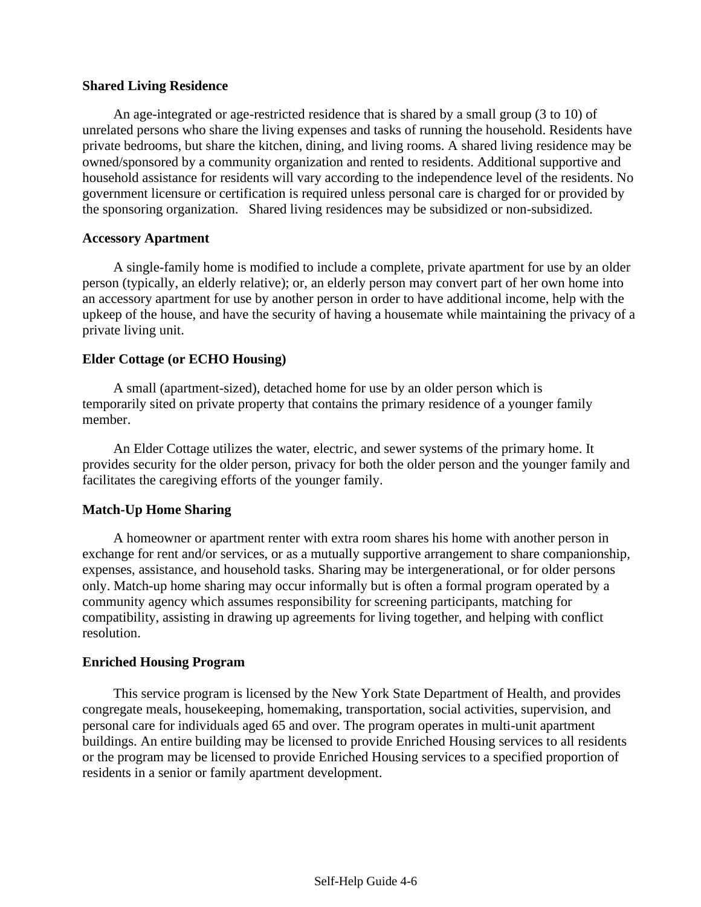**Shared Living Residence**

An age-integrated or age-restricted residence that is shared by a small group (3 to 10) of unrelated persons who share the living expenses and tasks of running the household. Residents have private bedrooms, but share the kitchen, dining, and living rooms. A shared living residence may be owned/sponsored by a community organization and rented to residents. Additional supportive and household assistance for residents will vary according to the independence level of the residents. No government licensure or certification is required unless personal care is charged for or provided by the sponsoring organization. Shared living residences may be subsidized or non-subsidized.

**Accessory Apartment**

A single-family home is modified to include a complete, private apartment for use by an older person (typically, an elderly relative); or, an elderly person may convert part of her own home into an accessory apartment for use by another person in order to have additional income, help with the upkeep of the house, and have the security of having a housemate while maintaining the privacy of a private living unit.

**Elder Cottage (or ECHO Housing)**

A small (apartment-sized), detached home for use by an older person which is temporarily sited on private property that contains the primary residence of a younger family member.

An Elder Cottage utilizes the water, electric, and sewer systems of the primary home. It provides security for the older person, privacy for both the older person and the younger family and facilitates the caregiving efforts of the younger family.

**Match-Up Home Sharing**

A homeowner or apartment renter with extra room shares his home with another person in exchange for rent and/or services, or as a mutually supportive arrangement to share companionship, expenses, assistance, and household tasks. Sharing may be intergenerational, or for older persons only. Match-up home sharing may occur informally but is often a formal program operated by a community agency which assumes responsibility for screening participants, matching for compatibility, assisting in drawing up agreements for living together, and helping with conflict resolution.

**Enriched Housing Program**

This service program is licensed by the New York State Department of Health, and provides congregate meals, housekeeping, homemaking, transportation, social activities, supervision, and personal care for individuals aged 65 and over. The program operates in multi-unit apartment buildings. An entire building may be licensed to provide Enriched Housing services to all residents or the program may be licensed to provide Enriched Housing services to a specified proportion of residents in a senior or family apartment development.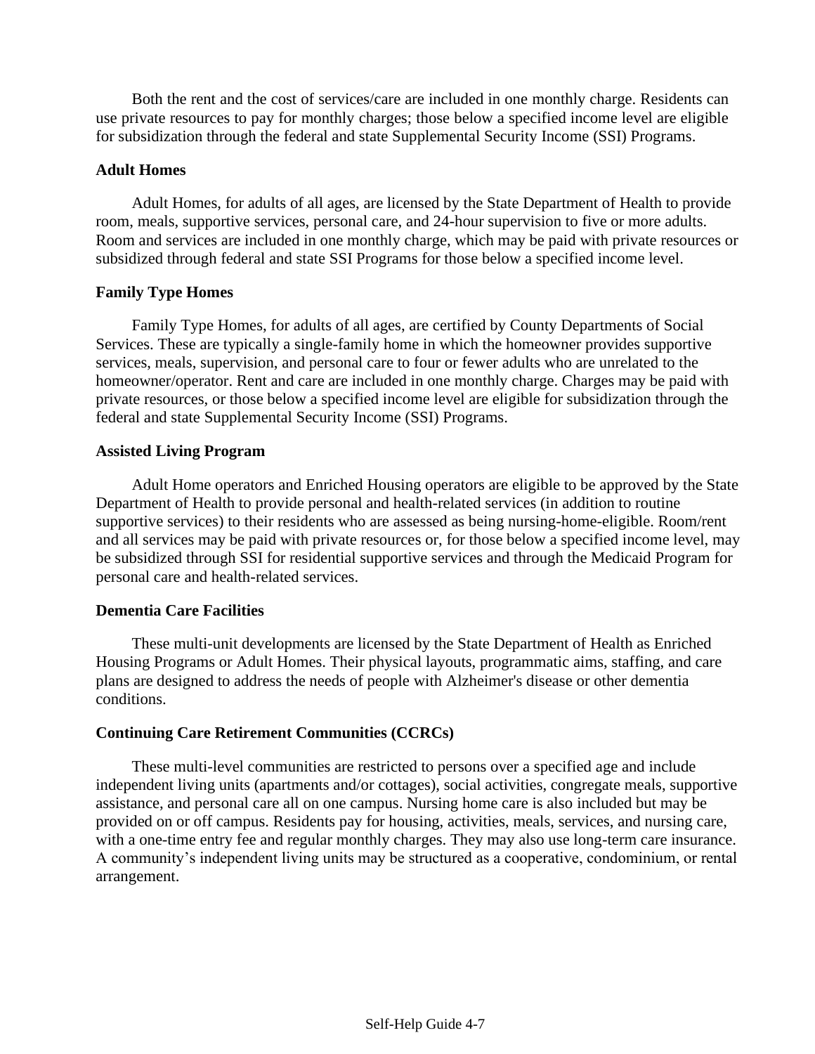Both the rent and the cost of services/care are included in one monthly charge. Residents can use private resources to pay for monthly charges; those below a specified income level are eligible for subsidization through the federal and state Supplemental Security Income (SSI) Programs.

**Adult Homes**

Adult Homes, for adults of all ages, are licensed by the State Department of Health to provide room, meals, supportive services, personal care, and 24-hour supervision to five or more adults. Room and services are included in one monthly charge, which may be paid with private resources or subsidized through federal and state SSI Programs for those below a specified income level.

**Family Type Homes**

Family Type Homes, for adults of all ages, are certified by County Departments of Social Services. These are typically a single-family home in which the homeowner provides supportive services, meals, supervision, and personal care to four or fewer adults who are unrelated to the homeowner/operator. Rent and care are included in one monthly charge. Charges may be paid with private resources, or those below a specified income level are eligible for subsidization through the federal and state Supplemental Security Income (SSI) Programs.

**Assisted Living Program**

Adult Home operators and Enriched Housing operators are eligible to be approved by the State Department of Health to provide personal and health-related services (in addition to routine supportive services) to their residents who are assessed as being nursing-home-eligible. Room/rent and all services may be paid with private resources or, for those below a specified income level, may be subsidized through SSI for residential supportive services and through the Medicaid Program for personal care and health-related services.

**Dementia Care Facilities**

These multi-unit developments are licensed by the State Department of Health as Enriched Housing Programs or Adult Homes. Their physical layouts, programmatic aims, staffing, and care plans are designed to address the needs of people with Alzheimer's disease or other dementia conditions.

**Continuing Care Retirement Communities (CCRCs)**

These multi-level communities are restricted to persons over a specified age and include independent living units (apartments and/or cottages), social activities, congregate meals, supportive assistance, and personal care all on one campus. Nursing home care is also included but may be provided on or off campus. Residents pay for housing, activities, meals, services, and nursing care, with a one-time entry fee and regular monthly charges. They may also use long-term care insurance. A community's independent living units may be structured as a cooperative, condominium, or rental arrangement.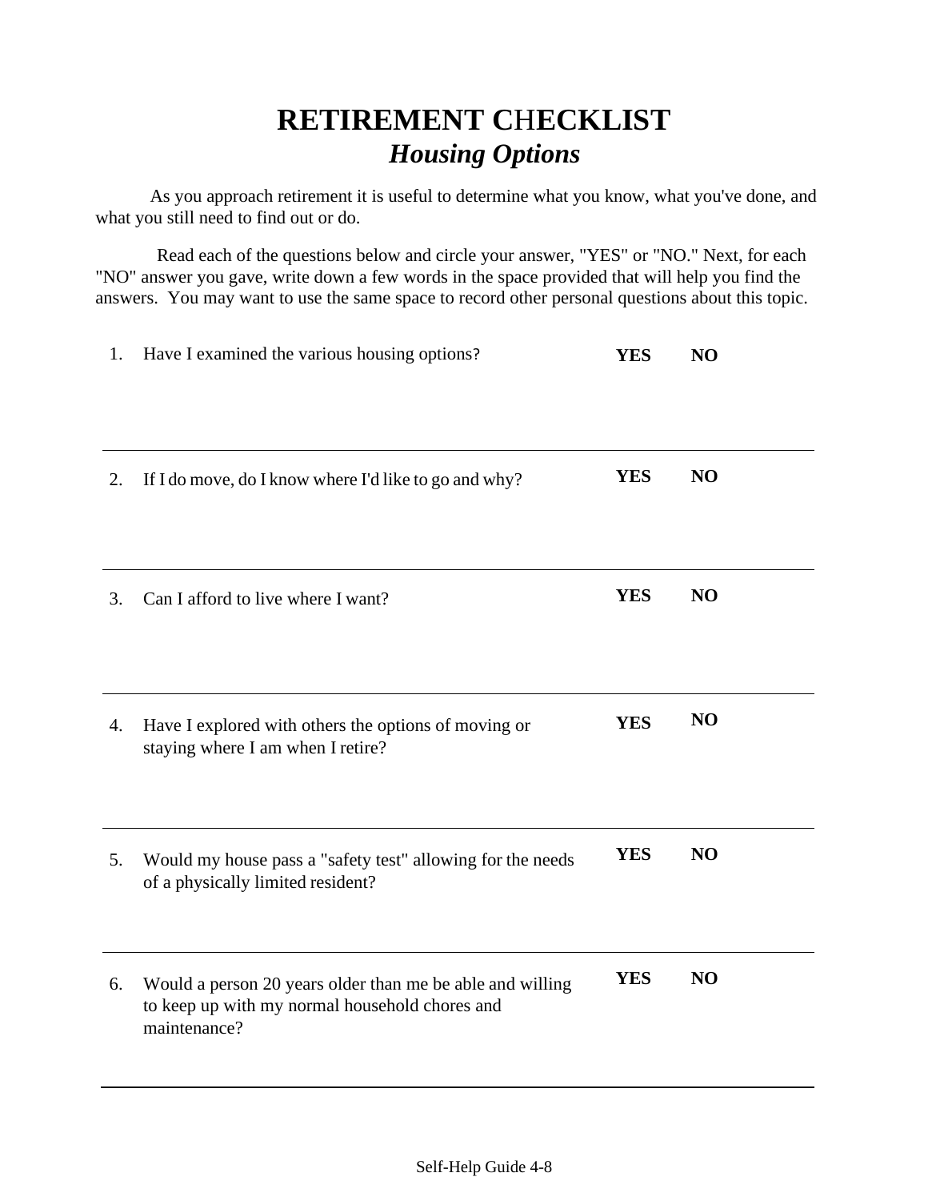# RETIREMENT CHECKLIST

## *Housing Options*

As you approach retirement it is useful to determine what you know, what you've done, and what you still need to find out or do.

Read each of the questions below and circle your answer, "YES" or "NO." Next, for each "NO" answer you gave, write down a few words in the space provided that will help you find the answers. You may want to use the same space to record other personal questions about this topic.

1. Have I examined the various housing options? **YES** **NO**

---

2. If I do move, do I know where I'd like to go and why? **YES** **NO**

---

3. Can I afford to live where I want? **YES** **NO**

---

4. Have I explored with others the options of moving or staying where I am when I retire? **YES** **NO**

---

5. Would my house pass a "safety test" allowing for the needs of a physically limited resident? **YES** **NO**

---

6. Would a person 20 years older than me be able and willing to keep up with my normal household chores and maintenance? **YES** **NO**

---

Self-Help Guide 4-8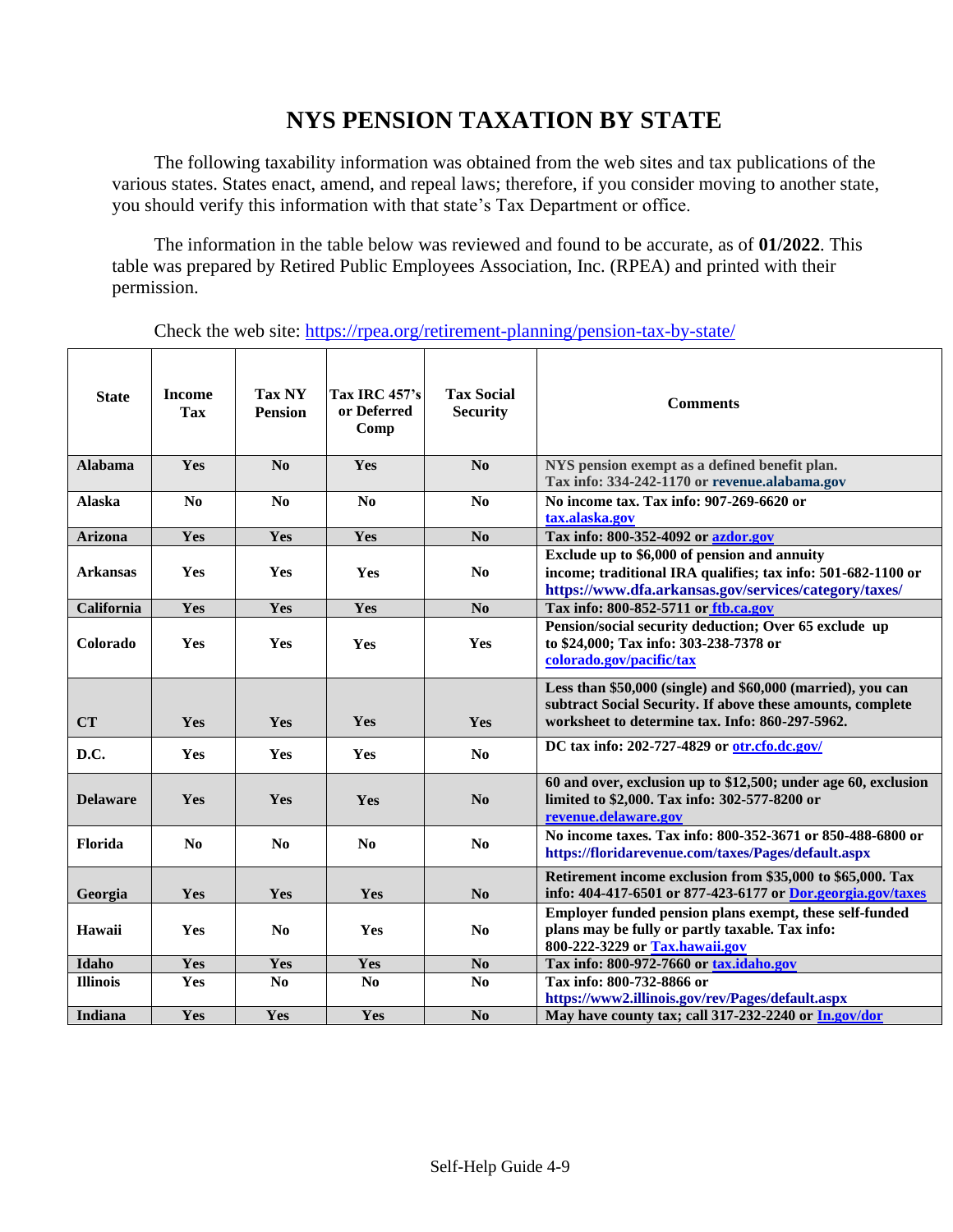# NYS PENSION TAXATION BY STATE

The following taxability information was obtained from the web sites and tax publications of the various states. States enact, amend, and repeal laws; therefore, if you consider moving to another state, you should verify this information with that state's Tax Department or office.

The information in the table below was reviewed and found to be accurate, as of **01/2022**. This table was prepared by Retired Public Employees Association, Inc. (RPEA) and printed with their permission.

Check the web site: https://rpea.org/retirement-planning/pension-tax-by-state/

| State | Income Tax | Tax NY Pension | Tax IRC 457's or Deferred Comp | Tax Social Security | Comments |
|---|---|---|---|---|---|
| **Alabama** | **Yes** | **No** | **Yes** | **No** | **NYS pension exempt as a defined benefit plan. Tax info: 334-242-1170 or revenue.alabama.gov** |
| **Alaska** | **No** | **No** | **No** | **No** | **No income tax. Tax info: 907-269-6620 or tax.alaska.gov** |
| **Arizona** | **Yes** | **Yes** | **Yes** | **No** | **Tax info: 800-352-4092 or azdor.gov** |
| **Arkansas** | **Yes** | **Yes** | **Yes** | **No** | **Exclude up to $6,000 of pension and annuity income; traditional IRA qualifies; tax info: 501-682-1100 or https://www.dfa.arkansas.gov/services/category/taxes/** |
| **California** | **Yes** | **Yes** | **Yes** | **No** | **Tax info: 800-852-5711 or ftb.ca.gov** |
| **Colorado** | **Yes** | **Yes** | **Yes** | **Yes** | **Pension/social security deduction; Over 65 exclude up to $24,000; Tax info: 303-238-7378 or colorado.gov/pacific/tax** |
| **CT** | **Yes** | **Yes** | **Yes** | **Yes** | **Less than $50,000 (single) and $60,000 (married), you can subtract Social Security. If above these amounts, complete worksheet to determine tax. Info: 860-297-5962.** |
| **D.C.** | **Yes** | **Yes** | **Yes** | **No** | **DC tax info: 202-727-4829 or otr.cfo.dc.gov/** |
| **Delaware** | **Yes** | **Yes** | **Yes** | **No** | **60 and over, exclusion up to $12,500; under age 60, exclusion limited to $2,000. Tax info: 302-577-8200 or revenue.delaware.gov** |
| **Florida** | **No** | **No** | **No** | **No** | **No income taxes. Tax info: 800-352-3671 or 850-488-6800 or https://floridarevenue.com/taxes/Pages/default.aspx** |
| **Georgia** | **Yes** | **Yes** | **Yes** | **No** | **Retirement income exclusion from $35,000 to $65,000. Tax info: 404-417-6501 or 877-423-6177 or Dor.georgia.gov/taxes** |
| **Hawaii** | **Yes** | **No** | **Yes** | **No** | **Employer funded pension plans exempt, these self-funded plans may be fully or partly taxable. Tax info: 800-222-3229 or Tax.hawaii.gov** |
| **Idaho** | **Yes** | **Yes** | **Yes** | **No** | **Tax info: 800-972-7660 or tax.idaho.gov** |
| **Illinois** | **Yes** | **No** | **No** | **No** | **Tax info: 800-732-8866 or https://www2.illinois.gov/rev/Pages/default.aspx** |
| **Indiana** | **Yes** | **Yes** | **Yes** | **No** | **May have county tax; call 317-232-2240 or In.gov/dor** |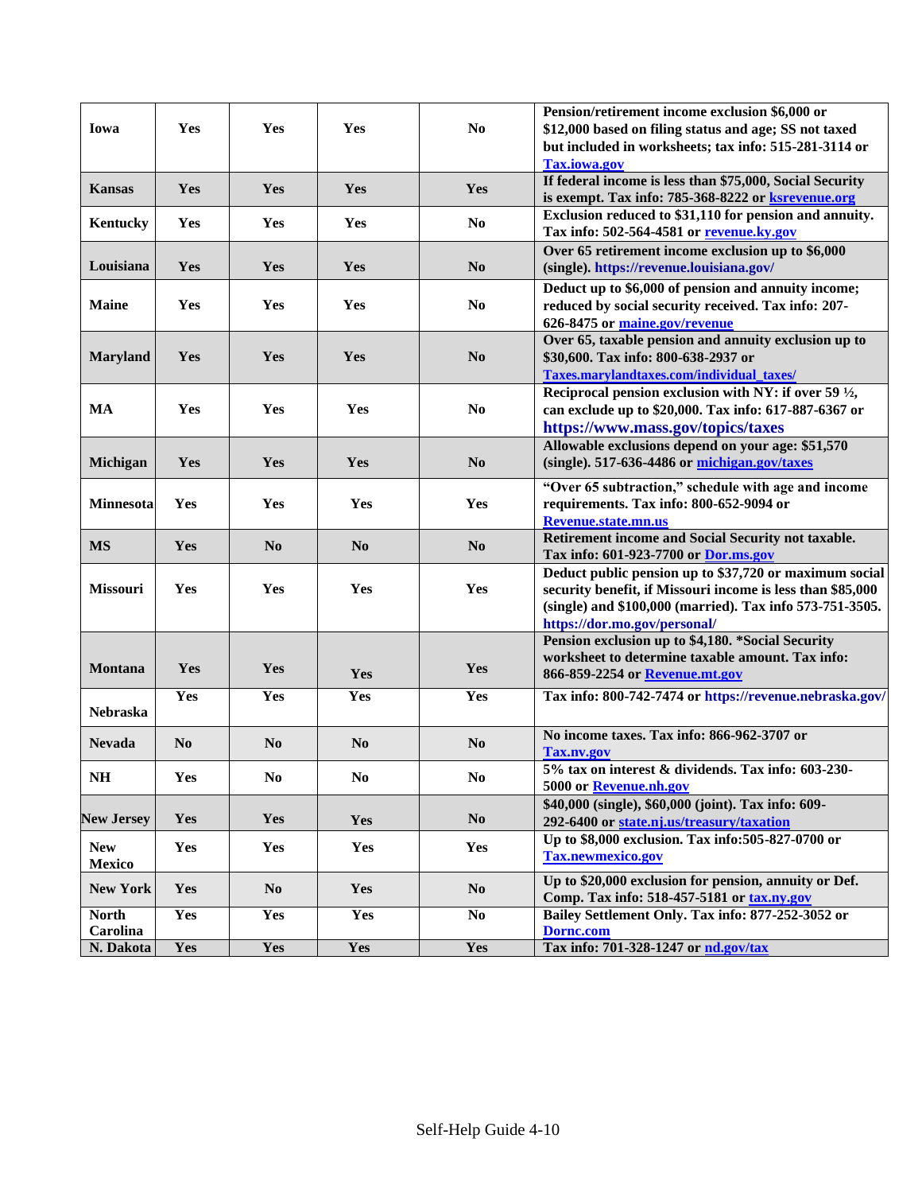| | | | | | |
|---|---|---|---|---|---|
| **Iowa** | **Yes** | **Yes** | **Yes** | **No** | **Pension/retirement income exclusion $6,000 or $12,000 based on filing status and age; SS not taxed but included in worksheets; tax info: 515-281-3114 or [Tax.iowa.gov](Tax.iowa.gov)** |
| **Kansas** | **Yes** | **Yes** | **Yes** | **Yes** | **If federal income is less than $75,000, Social Security is exempt. Tax info: 785-368-8222 or [ksrevenue.org](ksrevenue.org)** |
| **Kentucky** | **Yes** | **Yes** | **Yes** | **No** | **Exclusion reduced to $31,110 for pension and annuity. Tax info: 502-564-4581 or [revenue.ky.gov](revenue.ky.gov)** |
| **Louisiana** | **Yes** | **Yes** | **Yes** | **No** | **Over 65 retirement income exclusion up to $6,000 (single). https://revenue.louisiana.gov/** |
| **Maine** | **Yes** | **Yes** | **Yes** | **No** | **Deduct up to $6,000 of pension and annuity income; reduced by social security received. Tax info: 207-626-8475 or [maine.gov/revenue](maine.gov/revenue)** |
| **Maryland** | **Yes** | **Yes** | **Yes** | **No** | **Over 65, taxable pension and annuity exclusion up to $30,600. Tax info: 800-638-2937 or [Taxes.marylandtaxes.com/individual_taxes/](Taxes.marylandtaxes.com/individual_taxes/)** |
| **MA** | **Yes** | **Yes** | **Yes** | **No** | **Reciprocal pension exclusion with NY: if over 59 ½, can exclude up to $20,000. Tax info: 617-887-6367 or https://www.mass.gov/topics/taxes** |
| **Michigan** | **Yes** | **Yes** | **Yes** | **No** | **Allowable exclusions depend on your age: $51,570 (single). 517-636-4486 or [michigan.gov/taxes](michigan.gov/taxes)** |
| **Minnesota** | **Yes** | **Yes** | **Yes** | **Yes** | **"Over 65 subtraction," schedule with age and income requirements. Tax info: 800-652-9094 or [Revenue.state.mn.us](Revenue.state.mn.us)** |
| **MS** | **Yes** | **No** | **No** | **No** | **Retirement income and Social Security not taxable. Tax info: 601-923-7700 or [Dor.ms.gov](Dor.ms.gov)** |
| **Missouri** | **Yes** | **Yes** | **Yes** | **Yes** | **Deduct public pension up to $37,720 or maximum social security benefit, if Missouri income is less than $85,000 (single) and $100,000 (married). Tax info 573-751-3505. https://dor.mo.gov/personal/** |
| **Montana** | **Yes** | **Yes** | **Yes** | **Yes** | **Pension exclusion up to $4,180. *Social Security worksheet to determine taxable amount. Tax info: 866-859-2254 or [Revenue.mt.gov](Revenue.mt.gov)** |
| **Nebraska** | **Yes** | **Yes** | **Yes** | **Yes** | **Tax info: 800-742-7474 or https://revenue.nebraska.gov/** |
| **Nevada** | **No** | **No** | **No** | **No** | **No income taxes. Tax info: 866-962-3707 or [Tax.nv.gov](Tax.nv.gov)** |
| **NH** | **Yes** | **No** | **No** | **No** | **5% tax on interest & dividends. Tax info: 603-230-5000 or [Revenue.nh.gov](Revenue.nh.gov)** |
| **New Jersey** | **Yes** | **Yes** | **Yes** | **No** | **$40,000 (single), $60,000 (joint). Tax info: 609-292-6400 or [state.nj.us/treasury/taxation](state.nj.us/treasury/taxation)** |
| **New Mexico** | **Yes** | **Yes** | **Yes** | **Yes** | **Up to $8,000 exclusion. Tax info:505-827-0700 or [Tax.newmexico.gov](Tax.newmexico.gov)** |
| **New York** | **Yes** | **No** | **Yes** | **No** | **Up to $20,000 exclusion for pension, annuity or Def. Comp. Tax info: 518-457-5181 or [tax.ny.gov](tax.ny.gov)** |
| **North Carolina** | **Yes** | **Yes** | **Yes** | **No** | **Bailey Settlement Only. Tax info: 877-252-3052 or [Dornc.com](Dornc.com)** |
| **N. Dakota** | **Yes** | **Yes** | **Yes** | **Yes** | **Tax info: 701-328-1247 or [nd.gov/tax](nd.gov/tax)** |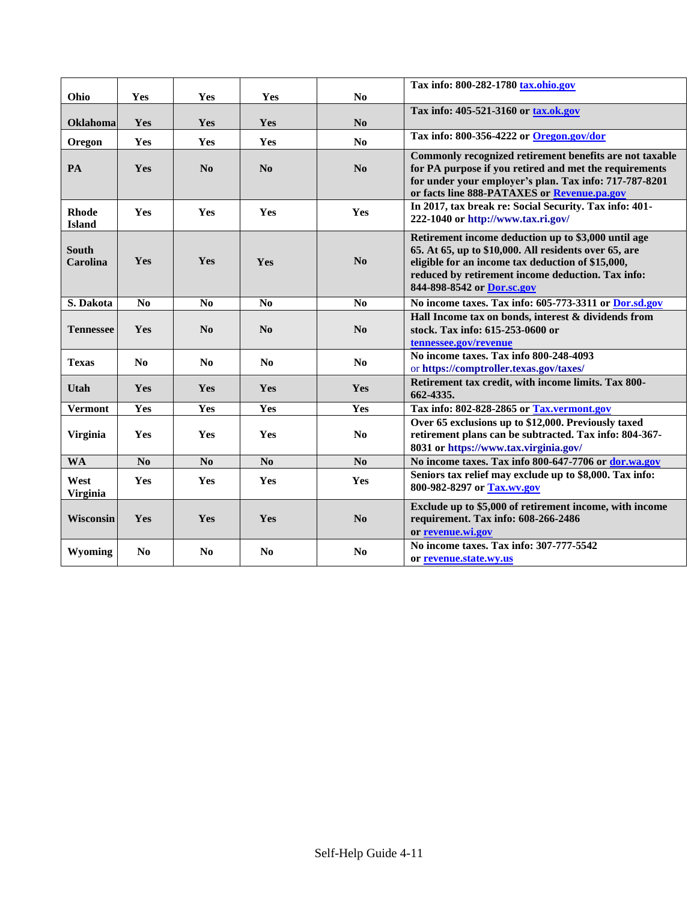| | | | | | |
|---|---|---|---|---|---|
| **Ohio** | **Yes** | **Yes** | **Yes** | **No** | **Tax info: 800-282-1780 tax.ohio.gov** |
| **Oklahoma** | **Yes** | **Yes** | **Yes** | **No** | **Tax info: 405-521-3160 or tax.ok.gov** |
| **Oregon** | **Yes** | **Yes** | **Yes** | **No** | **Tax info: 800-356-4222 or Oregon.gov/dor** |
| **PA** | **Yes** | **No** | **No** | **No** | **Commonly recognized retirement benefits are not taxable for PA purpose if you retired and met the requirements for under your employer's plan. Tax info: 717-787-8201 or facts line 888-PATAXES or Revenue.pa.gov** |
| **Rhode Island** | **Yes** | **Yes** | **Yes** | **Yes** | **In 2017, tax break re: Social Security. Tax info: 401-222-1040 or http://www.tax.ri.gov/** |
| **South Carolina** | **Yes** | **Yes** | **Yes** | **No** | **Retirement income deduction up to $3,000 until age 65. At 65, up to $10,000. All residents over 65, are eligible for an income tax deduction of $15,000, reduced by retirement income deduction. Tax info: 844-898-8542 or Dor.sc.gov** |
| **S. Dakota** | **No** | **No** | **No** | **No** | **No income taxes. Tax info: 605-773-3311 or Dor.sd.gov** |
| **Tennessee** | **Yes** | **No** | **No** | **No** | **Hall Income tax on bonds, interest & dividends from stock. Tax info: 615-253-0600 or tennessee.gov/revenue** |
| **Texas** | **No** | **No** | **No** | **No** | **No income taxes. Tax info 800-248-4093 or https://comptroller.texas.gov/taxes/** |
| **Utah** | **Yes** | **Yes** | **Yes** | **Yes** | **Retirement tax credit, with income limits. Tax 800-662-4335.** |
| **Vermont** | **Yes** | **Yes** | **Yes** | **Yes** | **Tax info: 802-828-2865 or Tax.vermont.gov** |
| **Virginia** | **Yes** | **Yes** | **Yes** | **No** | **Over 65 exclusions up to $12,000. Previously taxed retirement plans can be subtracted. Tax info: 804-367-8031 or https://www.tax.virginia.gov/** |
| **WA** | **No** | **No** | **No** | **No** | **No income taxes. Tax info 800-647-7706 or dor.wa.gov** |
| **West Virginia** | **Yes** | **Yes** | **Yes** | **Yes** | **Seniors tax relief may exclude up to $8,000. Tax info: 800-982-8297 or Tax.wv.gov** |
| **Wisconsin** | **Yes** | **Yes** | **Yes** | **No** | **Exclude up to $5,000 of retirement income, with income requirement. Tax info: 608-266-2486 or revenue.wi.gov** |
| **Wyoming** | **No** | **No** | **No** | **No** | **No income taxes. Tax info: 307-777-5542 or revenue.state.wy.us** |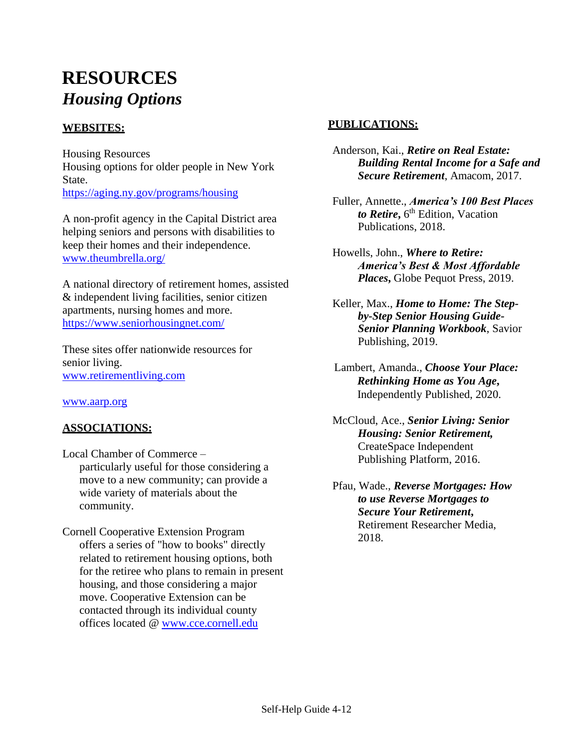# RESOURCES
## *Housing Options*

**WEBSITES:**

Housing Resources
Housing options for older people in New York State.
https://aging.ny.gov/programs/housing

A non-profit agency in the Capital District area helping seniors and persons with disabilities to keep their homes and their independence.
www.theumbrella.org/

A national directory of retirement homes, assisted & independent living facilities, senior citizen apartments, nursing homes and more.
https://www.seniorhousingnet.com/

These sites offer nationwide resources for senior living.
www.retirementliving.com

www.aarp.org

**ASSOCIATIONS:**

Local Chamber of Commerce – particularly useful for those considering a move to a new community; can provide a wide variety of materials about the community.

Cornell Cooperative Extension Program offers a series of "how to books" directly related to retirement housing options, both for the retiree who plans to remain in present housing, and those considering a major move. Cooperative Extension can be contacted through its individual county offices located @ www.cce.cornell.edu

**PUBLICATIONS:**

Anderson, Kai., ***Retire on Real Estate: Building Rental Income for a Safe and Secure Retirement***, Amacom, 2017.

Fuller, Annette., ***America's 100 Best Places to Retire,*** 6th Edition, Vacation Publications, 2018.

Howells, John., ***Where to Retire: America's Best & Most Affordable Places,*** Globe Pequot Press, 2019.

Keller, Max., ***Home to Home: The Step-by-Step Senior Housing Guide-Senior Planning Workbook***, Savior Publishing, 2019.

Lambert, Amanda., ***Choose Your Place: Rethinking Home as You Age,*** Independently Published, 2020.

McCloud, Ace., ***Senior Living: Senior Housing: Senior Retirement,*** CreateSpace Independent Publishing Platform, 2016.

Pfau, Wade., ***Reverse Mortgages: How to use Reverse Mortgages to Secure Your Retirement,*** Retirement Researcher Media, 2018.